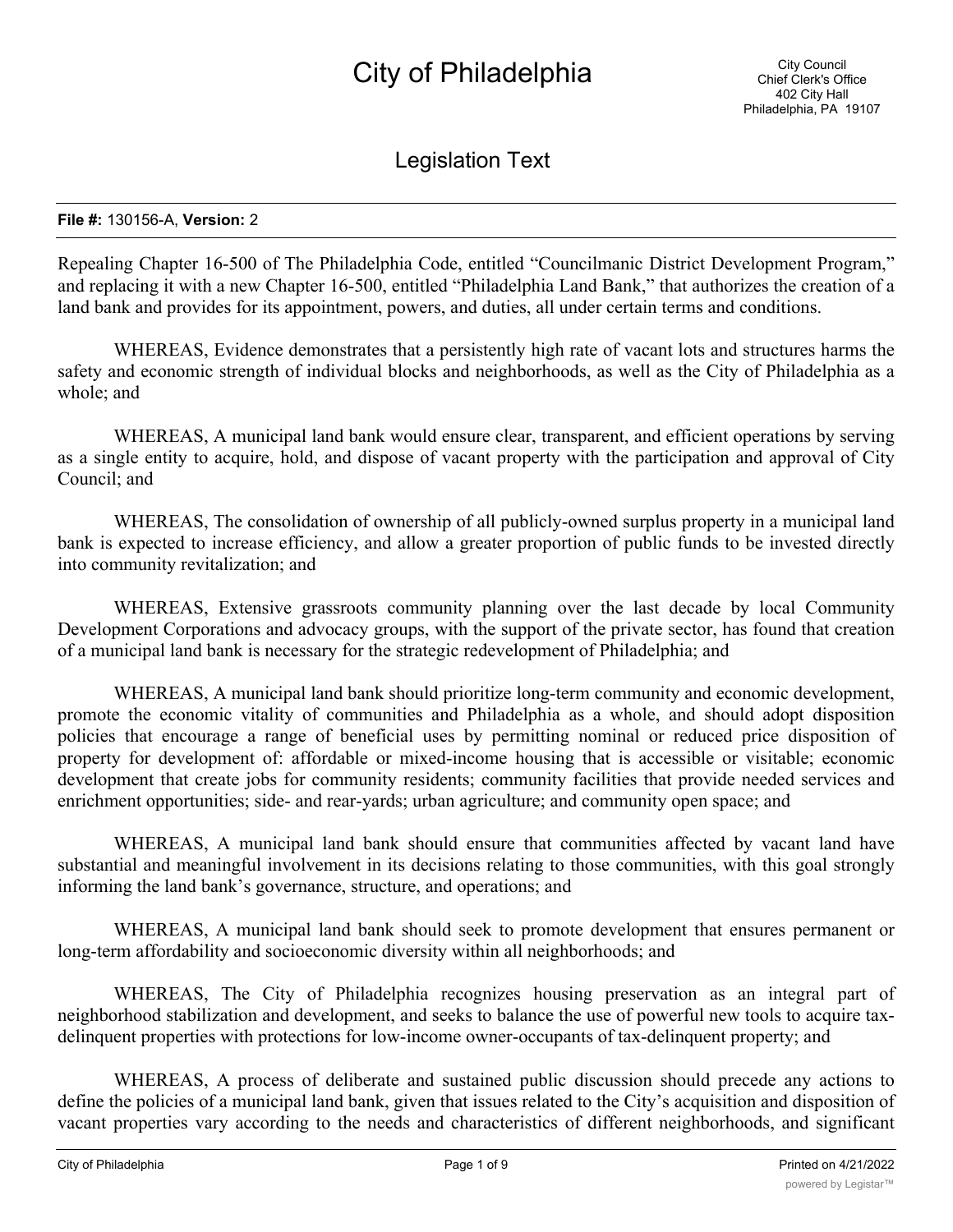# City of Philadelphia

City Council
Chief Clerk's Office
402 City Hall
Philadelphia, PA 19107

## Legislation Text

**File #:** 130156-A, **Version:** 2

Repealing Chapter 16-500 of The Philadelphia Code, entitled "Councilmanic District Development Program," and replacing it with a new Chapter 16-500, entitled "Philadelphia Land Bank," that authorizes the creation of a land bank and provides for its appointment, powers, and duties, all under certain terms and conditions.

WHEREAS, Evidence demonstrates that a persistently high rate of vacant lots and structures harms the safety and economic strength of individual blocks and neighborhoods, as well as the City of Philadelphia as a whole; and

WHEREAS, A municipal land bank would ensure clear, transparent, and efficient operations by serving as a single entity to acquire, hold, and dispose of vacant property with the participation and approval of City Council; and

WHEREAS, The consolidation of ownership of all publicly-owned surplus property in a municipal land bank is expected to increase efficiency, and allow a greater proportion of public funds to be invested directly into community revitalization; and

WHEREAS, Extensive grassroots community planning over the last decade by local Community Development Corporations and advocacy groups, with the support of the private sector, has found that creation of a municipal land bank is necessary for the strategic redevelopment of Philadelphia; and

WHEREAS, A municipal land bank should prioritize long-term community and economic development, promote the economic vitality of communities and Philadelphia as a whole, and should adopt disposition policies that encourage a range of beneficial uses by permitting nominal or reduced price disposition of property for development of: affordable or mixed-income housing that is accessible or visitable; economic development that create jobs for community residents; community facilities that provide needed services and enrichment opportunities; side- and rear-yards; urban agriculture; and community open space; and

WHEREAS, A municipal land bank should ensure that communities affected by vacant land have substantial and meaningful involvement in its decisions relating to those communities, with this goal strongly informing the land bank's governance, structure, and operations; and

WHEREAS, A municipal land bank should seek to promote development that ensures permanent or long-term affordability and socioeconomic diversity within all neighborhoods; and

WHEREAS, The City of Philadelphia recognizes housing preservation as an integral part of neighborhood stabilization and development, and seeks to balance the use of powerful new tools to acquire tax-delinquent properties with protections for low-income owner-occupants of tax-delinquent property; and

WHEREAS, A process of deliberate and sustained public discussion should precede any actions to define the policies of a municipal land bank, given that issues related to the City's acquisition and disposition of vacant properties vary according to the needs and characteristics of different neighborhoods, and significant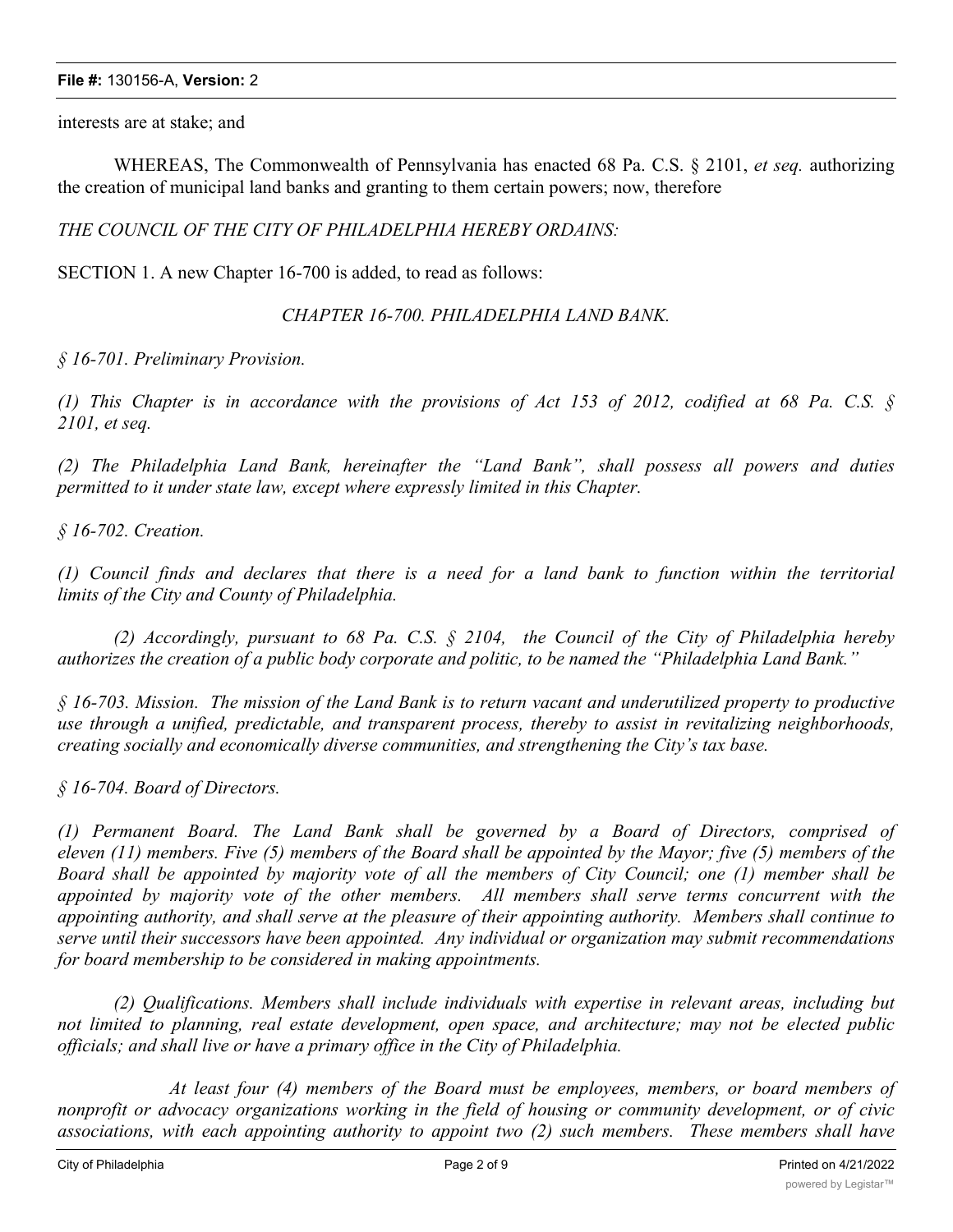interests are at stake; and

WHEREAS, The Commonwealth of Pennsylvania has enacted 68 Pa. C.S. § 2101, *et seq.* authorizing the creation of municipal land banks and granting to them certain powers; now, therefore

*THE COUNCIL OF THE CITY OF PHILADELPHIA HEREBY ORDAINS:*

SECTION 1. A new Chapter 16-700 is added, to read as follows:

*CHAPTER 16-700. PHILADELPHIA LAND BANK.*

*§ 16-701. Preliminary Provision.*

*(1) This Chapter is in accordance with the provisions of Act 153 of 2012, codified at 68 Pa. C.S. § 2101, et seq.*

*(2) The Philadelphia Land Bank, hereinafter the "Land Bank", shall possess all powers and duties permitted to it under state law, except where expressly limited in this Chapter.*

*§ 16-702. Creation.*

*(1) Council finds and declares that there is a need for a land bank to function within the territorial limits of the City and County of Philadelphia.*

*(2) Accordingly, pursuant to 68 Pa. C.S. § 2104, the Council of the City of Philadelphia hereby authorizes the creation of a public body corporate and politic, to be named the "Philadelphia Land Bank."*

*§ 16-703. Mission. The mission of the Land Bank is to return vacant and underutilized property to productive use through a unified, predictable, and transparent process, thereby to assist in revitalizing neighborhoods, creating socially and economically diverse communities, and strengthening the City's tax base.*

*§ 16-704. Board of Directors.*

*(1) Permanent Board. The Land Bank shall be governed by a Board of Directors, comprised of eleven (11) members. Five (5) members of the Board shall be appointed by the Mayor; five (5) members of the Board shall be appointed by majority vote of all the members of City Council; one (1) member shall be appointed by majority vote of the other members. All members shall serve terms concurrent with the appointing authority, and shall serve at the pleasure of their appointing authority. Members shall continue to serve until their successors have been appointed. Any individual or organization may submit recommendations for board membership to be considered in making appointments.*

*(2) Qualifications. Members shall include individuals with expertise in relevant areas, including but not limited to planning, real estate development, open space, and architecture; may not be elected public officials; and shall live or have a primary office in the City of Philadelphia.*

*At least four (4) members of the Board must be employees, members, or board members of nonprofit or advocacy organizations working in the field of housing or community development, or of civic associations, with each appointing authority to appoint two (2) such members. These members shall have*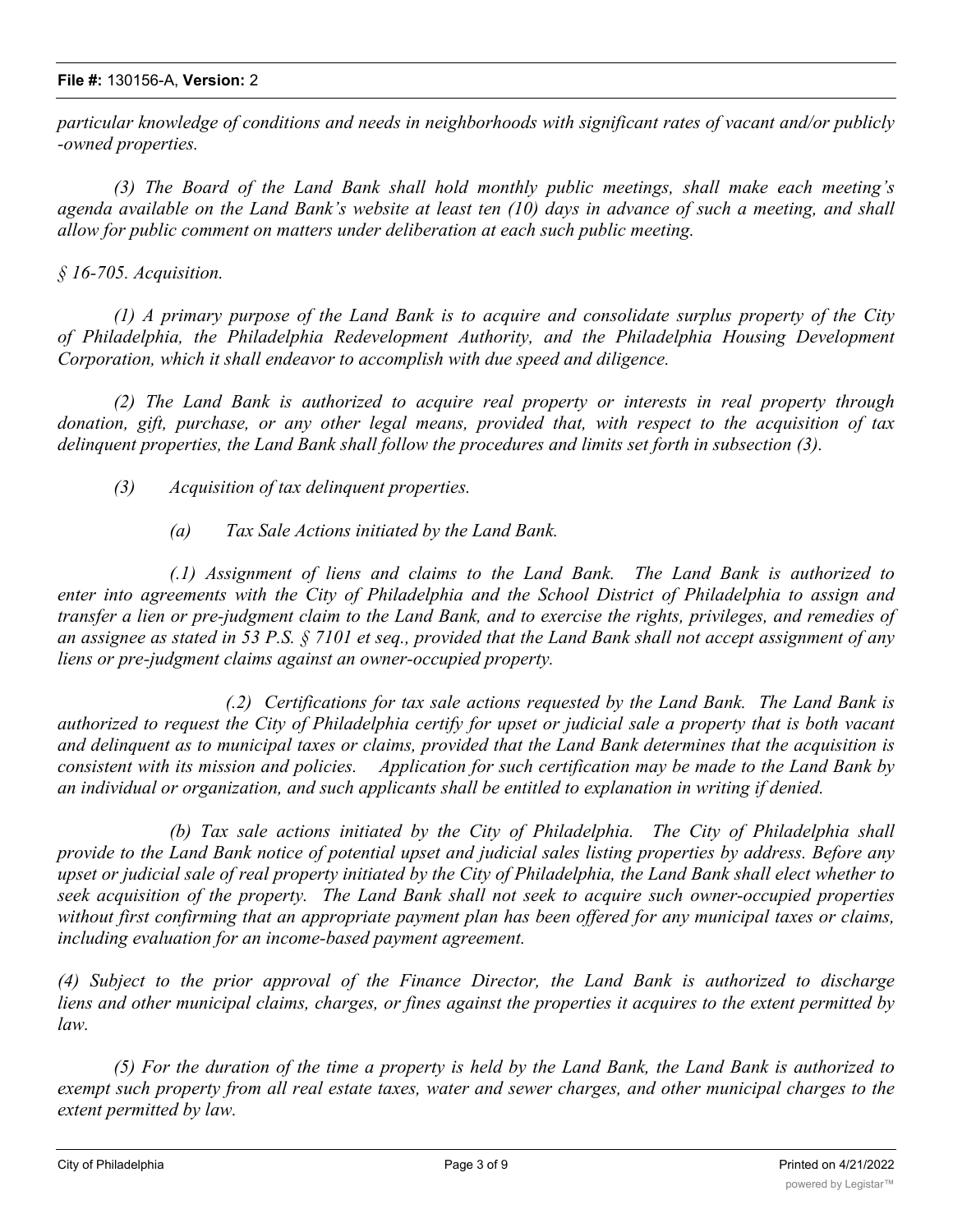*particular knowledge of conditions and needs in neighborhoods with significant rates of vacant and/or publicly -owned properties.*

*(3) The Board of the Land Bank shall hold monthly public meetings, shall make each meeting's agenda available on the Land Bank's website at least ten (10) days in advance of such a meeting, and shall allow for public comment on matters under deliberation at each such public meeting.*

*§ 16-705. Acquisition.*

*(1) A primary purpose of the Land Bank is to acquire and consolidate surplus property of the City of Philadelphia, the Philadelphia Redevelopment Authority, and the Philadelphia Housing Development Corporation, which it shall endeavor to accomplish with due speed and diligence.*

*(2) The Land Bank is authorized to acquire real property or interests in real property through donation, gift, purchase, or any other legal means, provided that, with respect to the acquisition of tax delinquent properties, the Land Bank shall follow the procedures and limits set forth in subsection (3).*

*(3) Acquisition of tax delinquent properties.*

*(a) Tax Sale Actions initiated by the Land Bank.*

*(.1) Assignment of liens and claims to the Land Bank. The Land Bank is authorized to enter into agreements with the City of Philadelphia and the School District of Philadelphia to assign and transfer a lien or pre-judgment claim to the Land Bank, and to exercise the rights, privileges, and remedies of an assignee as stated in 53 P.S. § 7101 et seq., provided that the Land Bank shall not accept assignment of any liens or pre-judgment claims against an owner-occupied property.*

*(.2) Certifications for tax sale actions requested by the Land Bank. The Land Bank is authorized to request the City of Philadelphia certify for upset or judicial sale a property that is both vacant and delinquent as to municipal taxes or claims, provided that the Land Bank determines that the acquisition is consistent with its mission and policies. Application for such certification may be made to the Land Bank by an individual or organization, and such applicants shall be entitled to explanation in writing if denied.*

*(b) Tax sale actions initiated by the City of Philadelphia. The City of Philadelphia shall provide to the Land Bank notice of potential upset and judicial sales listing properties by address. Before any upset or judicial sale of real property initiated by the City of Philadelphia, the Land Bank shall elect whether to seek acquisition of the property. The Land Bank shall not seek to acquire such owner-occupied properties without first confirming that an appropriate payment plan has been offered for any municipal taxes or claims, including evaluation for an income-based payment agreement.*

*(4) Subject to the prior approval of the Finance Director, the Land Bank is authorized to discharge liens and other municipal claims, charges, or fines against the properties it acquires to the extent permitted by law.*

*(5) For the duration of the time a property is held by the Land Bank, the Land Bank is authorized to exempt such property from all real estate taxes, water and sewer charges, and other municipal charges to the extent permitted by law.*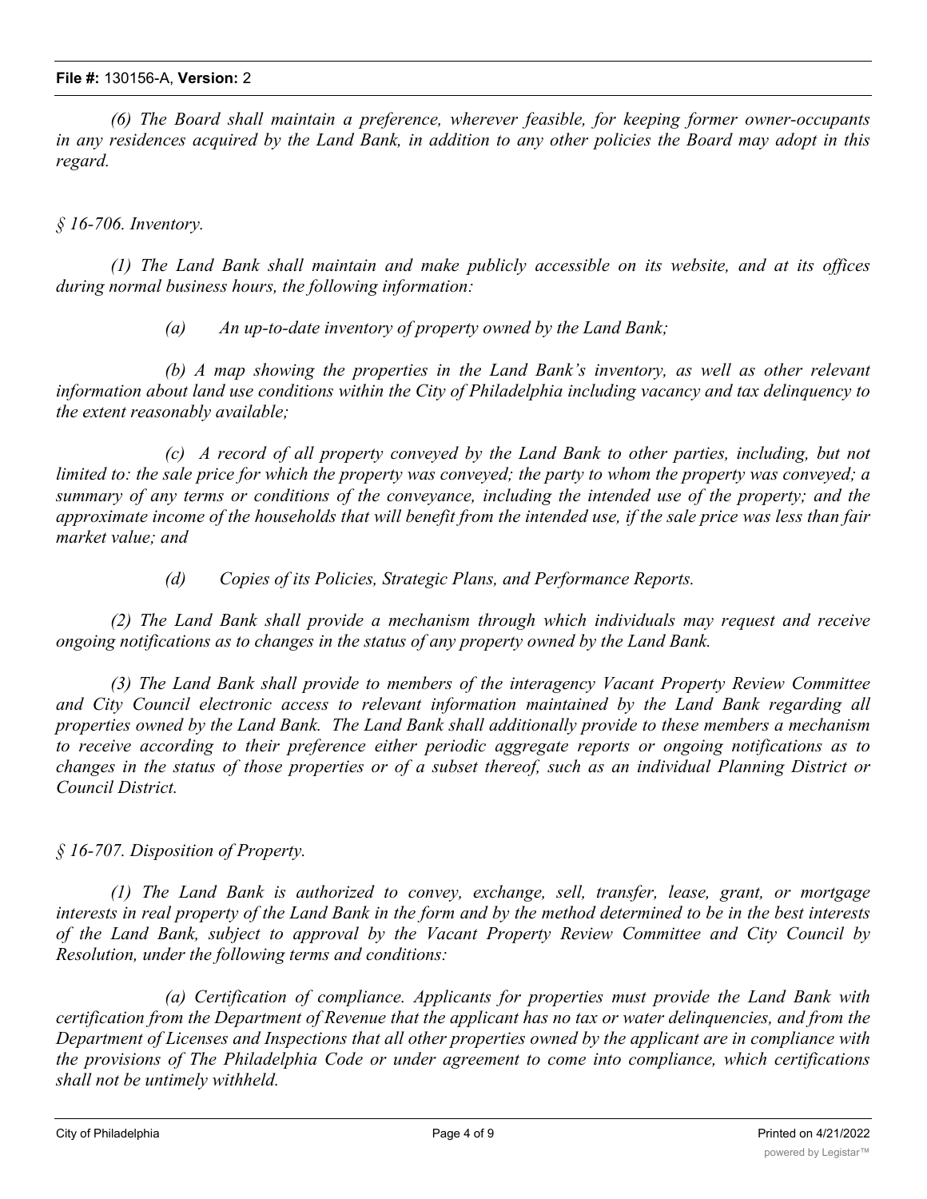*(6) The Board shall maintain a preference, wherever feasible, for keeping former owner-occupants in any residences acquired by the Land Bank, in addition to any other policies the Board may adopt in this regard.*

*§ 16-706. Inventory.*

*(1) The Land Bank shall maintain and make publicly accessible on its website, and at its offices during normal business hours, the following information:*

*(a) An up-to-date inventory of property owned by the Land Bank;*

*(b) A map showing the properties in the Land Bank's inventory, as well as other relevant information about land use conditions within the City of Philadelphia including vacancy and tax delinquency to the extent reasonably available;*

*(c) A record of all property conveyed by the Land Bank to other parties, including, but not limited to: the sale price for which the property was conveyed; the party to whom the property was conveyed; a summary of any terms or conditions of the conveyance, including the intended use of the property; and the approximate income of the households that will benefit from the intended use, if the sale price was less than fair market value; and*

*(d) Copies of its Policies, Strategic Plans, and Performance Reports.*

*(2) The Land Bank shall provide a mechanism through which individuals may request and receive ongoing notifications as to changes in the status of any property owned by the Land Bank.*

*(3) The Land Bank shall provide to members of the interagency Vacant Property Review Committee and City Council electronic access to relevant information maintained by the Land Bank regarding all properties owned by the Land Bank. The Land Bank shall additionally provide to these members a mechanism to receive according to their preference either periodic aggregate reports or ongoing notifications as to changes in the status of those properties or of a subset thereof, such as an individual Planning District or Council District.*

*§ 16-707. Disposition of Property.*

*(1) The Land Bank is authorized to convey, exchange, sell, transfer, lease, grant, or mortgage interests in real property of the Land Bank in the form and by the method determined to be in the best interests of the Land Bank, subject to approval by the Vacant Property Review Committee and City Council by Resolution, under the following terms and conditions:*

*(a) Certification of compliance. Applicants for properties must provide the Land Bank with certification from the Department of Revenue that the applicant has no tax or water delinquencies, and from the Department of Licenses and Inspections that all other properties owned by the applicant are in compliance with the provisions of The Philadelphia Code or under agreement to come into compliance, which certifications shall not be untimely withheld.*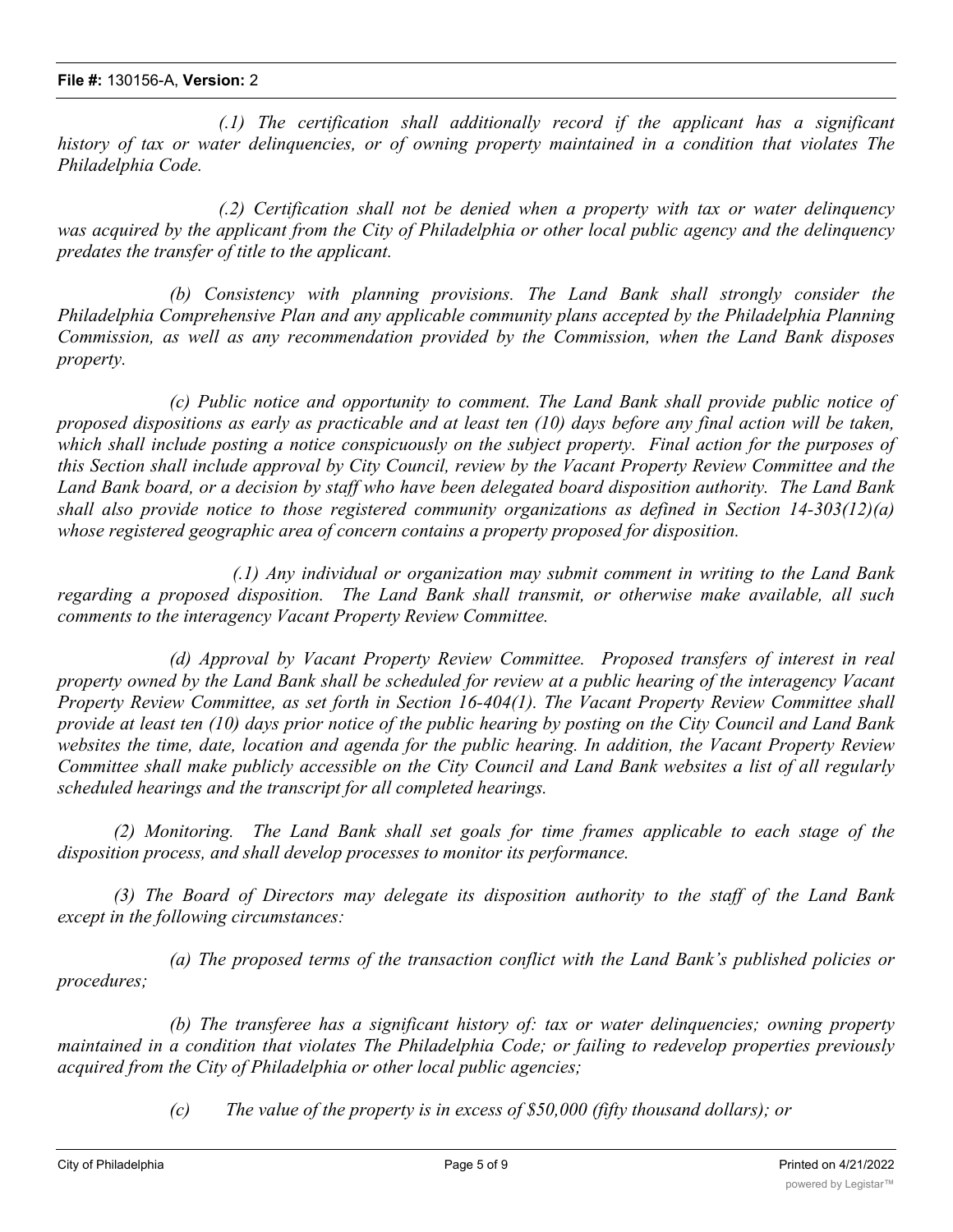*(.1) The certification shall additionally record if the applicant has a significant history of tax or water delinquencies, or of owning property maintained in a condition that violates The Philadelphia Code.*

*(.2) Certification shall not be denied when a property with tax or water delinquency was acquired by the applicant from the City of Philadelphia or other local public agency and the delinquency predates the transfer of title to the applicant.*

*(b) Consistency with planning provisions. The Land Bank shall strongly consider the Philadelphia Comprehensive Plan and any applicable community plans accepted by the Philadelphia Planning Commission, as well as any recommendation provided by the Commission, when the Land Bank disposes property.*

*(c) Public notice and opportunity to comment. The Land Bank shall provide public notice of proposed dispositions as early as practicable and at least ten (10) days before any final action will be taken, which shall include posting a notice conspicuously on the subject property. Final action for the purposes of this Section shall include approval by City Council, review by the Vacant Property Review Committee and the Land Bank board, or a decision by staff who have been delegated board disposition authority. The Land Bank shall also provide notice to those registered community organizations as defined in Section 14-303(12)(a) whose registered geographic area of concern contains a property proposed for disposition.*

*(.1) Any individual or organization may submit comment in writing to the Land Bank regarding a proposed disposition. The Land Bank shall transmit, or otherwise make available, all such comments to the interagency Vacant Property Review Committee.*

*(d) Approval by Vacant Property Review Committee. Proposed transfers of interest in real property owned by the Land Bank shall be scheduled for review at a public hearing of the interagency Vacant Property Review Committee, as set forth in Section 16-404(1). The Vacant Property Review Committee shall provide at least ten (10) days prior notice of the public hearing by posting on the City Council and Land Bank websites the time, date, location and agenda for the public hearing. In addition, the Vacant Property Review Committee shall make publicly accessible on the City Council and Land Bank websites a list of all regularly scheduled hearings and the transcript for all completed hearings.*

*(2) Monitoring. The Land Bank shall set goals for time frames applicable to each stage of the disposition process, and shall develop processes to monitor its performance.*

*(3) The Board of Directors may delegate its disposition authority to the staff of the Land Bank except in the following circumstances:*

*(a) The proposed terms of the transaction conflict with the Land Bank's published policies or procedures;*

*(b) The transferee has a significant history of: tax or water delinquencies; owning property maintained in a condition that violates The Philadelphia Code; or failing to redevelop properties previously acquired from the City of Philadelphia or other local public agencies;*

*(c) The value of the property is in excess of $50,000 (fifty thousand dollars); or*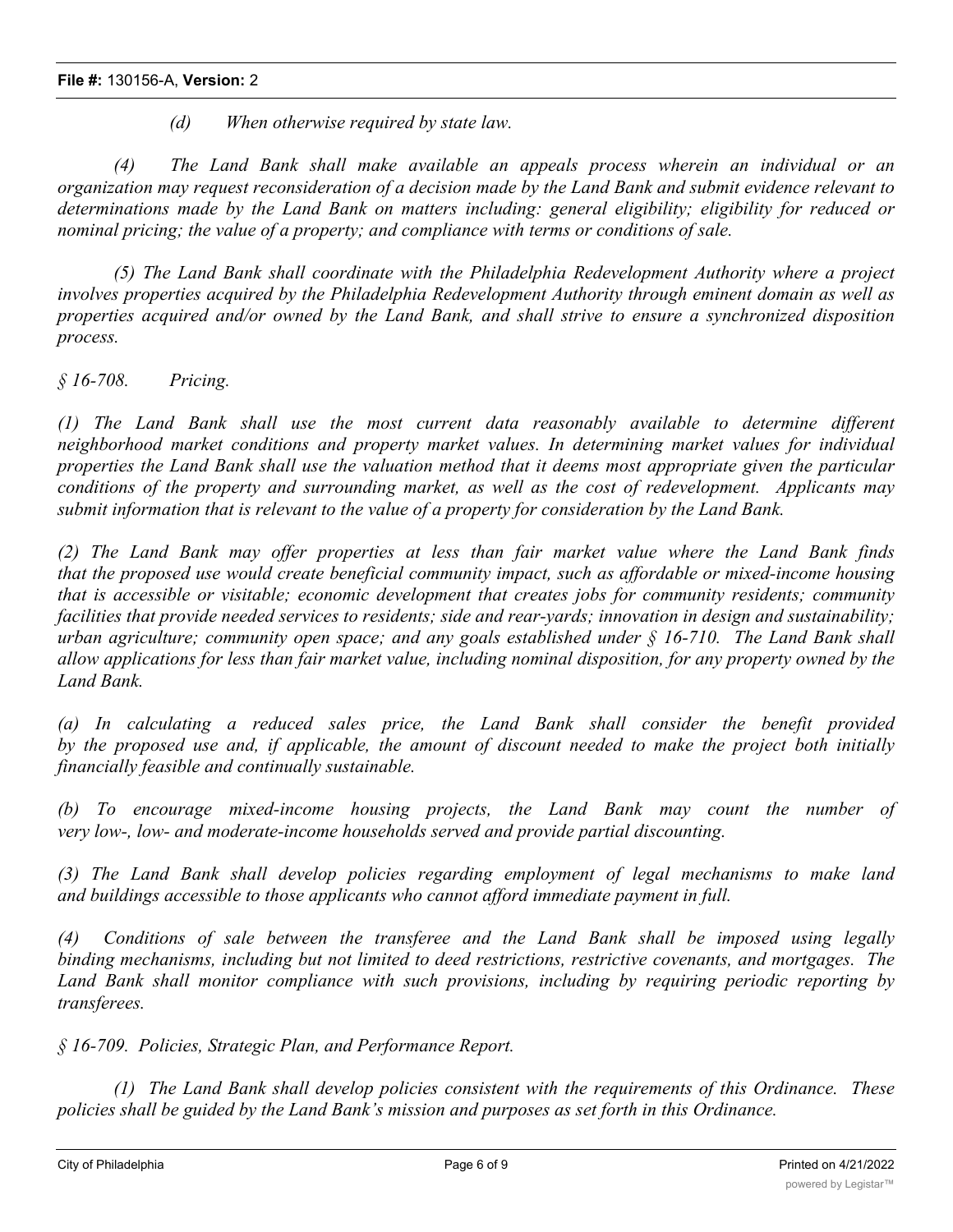*(d) When otherwise required by state law.*

*(4) The Land Bank shall make available an appeals process wherein an individual or an organization may request reconsideration of a decision made by the Land Bank and submit evidence relevant to determinations made by the Land Bank on matters including: general eligibility; eligibility for reduced or nominal pricing; the value of a property; and compliance with terms or conditions of sale.*

*(5) The Land Bank shall coordinate with the Philadelphia Redevelopment Authority where a project involves properties acquired by the Philadelphia Redevelopment Authority through eminent domain as well as properties acquired and/or owned by the Land Bank, and shall strive to ensure a synchronized disposition process.*

*§ 16-708. Pricing.*

*(1) The Land Bank shall use the most current data reasonably available to determine different neighborhood market conditions and property market values. In determining market values for individual properties the Land Bank shall use the valuation method that it deems most appropriate given the particular conditions of the property and surrounding market, as well as the cost of redevelopment. Applicants may submit information that is relevant to the value of a property for consideration by the Land Bank.*

*(2) The Land Bank may offer properties at less than fair market value where the Land Bank finds that the proposed use would create beneficial community impact, such as affordable or mixed-income housing that is accessible or visitable; economic development that creates jobs for community residents; community facilities that provide needed services to residents; side and rear-yards; innovation in design and sustainability; urban agriculture; community open space; and any goals established under § 16-710. The Land Bank shall allow applications for less than fair market value, including nominal disposition, for any property owned by the Land Bank.*

*(a) In calculating a reduced sales price, the Land Bank shall consider the benefit provided by the proposed use and, if applicable, the amount of discount needed to make the project both initially financially feasible and continually sustainable.*

*(b) To encourage mixed-income housing projects, the Land Bank may count the number of very low-, low- and moderate-income households served and provide partial discounting.*

*(3) The Land Bank shall develop policies regarding employment of legal mechanisms to make land and buildings accessible to those applicants who cannot afford immediate payment in full.*

*(4) Conditions of sale between the transferee and the Land Bank shall be imposed using legally binding mechanisms, including but not limited to deed restrictions, restrictive covenants, and mortgages. The Land Bank shall monitor compliance with such provisions, including by requiring periodic reporting by transferees.*

*§ 16-709. Policies, Strategic Plan, and Performance Report.*

*(1) The Land Bank shall develop policies consistent with the requirements of this Ordinance. These policies shall be guided by the Land Bank's mission and purposes as set forth in this Ordinance.*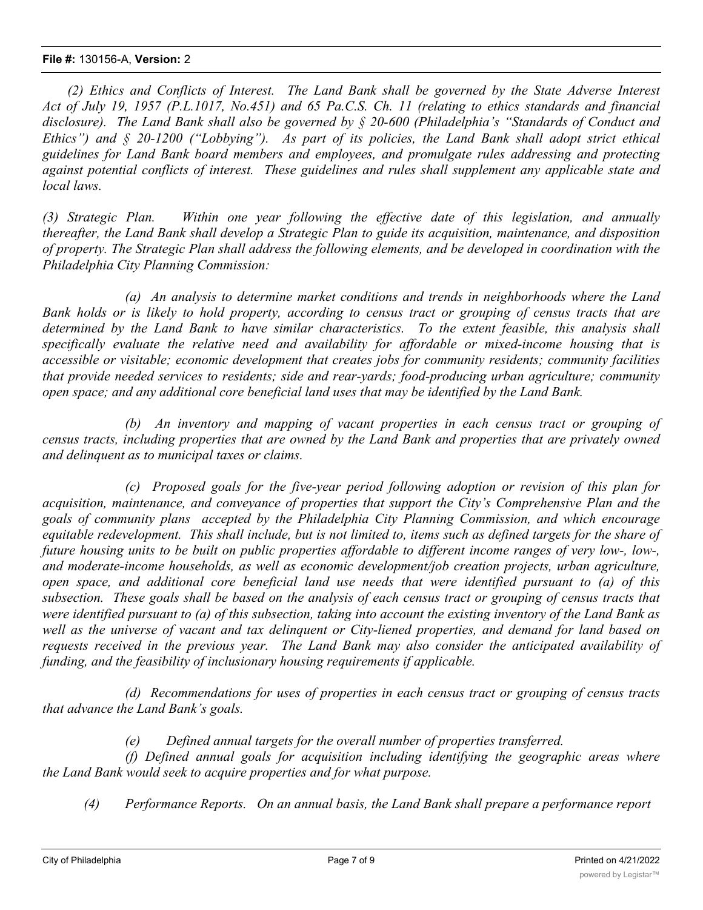*(2) Ethics and Conflicts of Interest. The Land Bank shall be governed by the State Adverse Interest Act of July 19, 1957 (P.L.1017, No.451) and 65 Pa.C.S. Ch. 11 (relating to ethics standards and financial disclosure). The Land Bank shall also be governed by § 20-600 (Philadelphia's "Standards of Conduct and Ethics") and § 20-1200 ("Lobbying"). As part of its policies, the Land Bank shall adopt strict ethical guidelines for Land Bank board members and employees, and promulgate rules addressing and protecting against potential conflicts of interest. These guidelines and rules shall supplement any applicable state and local laws.*

*(3) Strategic Plan. Within one year following the effective date of this legislation, and annually thereafter, the Land Bank shall develop a Strategic Plan to guide its acquisition, maintenance, and disposition of property. The Strategic Plan shall address the following elements, and be developed in coordination with the Philadelphia City Planning Commission:*

*(a) An analysis to determine market conditions and trends in neighborhoods where the Land Bank holds or is likely to hold property, according to census tract or grouping of census tracts that are determined by the Land Bank to have similar characteristics. To the extent feasible, this analysis shall specifically evaluate the relative need and availability for affordable or mixed-income housing that is accessible or visitable; economic development that creates jobs for community residents; community facilities that provide needed services to residents; side and rear-yards; food-producing urban agriculture; community open space; and any additional core beneficial land uses that may be identified by the Land Bank.*

*(b) An inventory and mapping of vacant properties in each census tract or grouping of census tracts, including properties that are owned by the Land Bank and properties that are privately owned and delinquent as to municipal taxes or claims.*

*(c) Proposed goals for the five-year period following adoption or revision of this plan for acquisition, maintenance, and conveyance of properties that support the City's Comprehensive Plan and the goals of community plans accepted by the Philadelphia City Planning Commission, and which encourage equitable redevelopment. This shall include, but is not limited to, items such as defined targets for the share of future housing units to be built on public properties affordable to different income ranges of very low-, low-, and moderate-income households, as well as economic development/job creation projects, urban agriculture, open space, and additional core beneficial land use needs that were identified pursuant to (a) of this subsection. These goals shall be based on the analysis of each census tract or grouping of census tracts that were identified pursuant to (a) of this subsection, taking into account the existing inventory of the Land Bank as well as the universe of vacant and tax delinquent or City-liened properties, and demand for land based on requests received in the previous year. The Land Bank may also consider the anticipated availability of funding, and the feasibility of inclusionary housing requirements if applicable.*

*(d) Recommendations for uses of properties in each census tract or grouping of census tracts that advance the Land Bank's goals.*

*(e) Defined annual targets for the overall number of properties transferred.*

*(f) Defined annual goals for acquisition including identifying the geographic areas where the Land Bank would seek to acquire properties and for what purpose.*

*(4) Performance Reports. On an annual basis, the Land Bank shall prepare a performance report*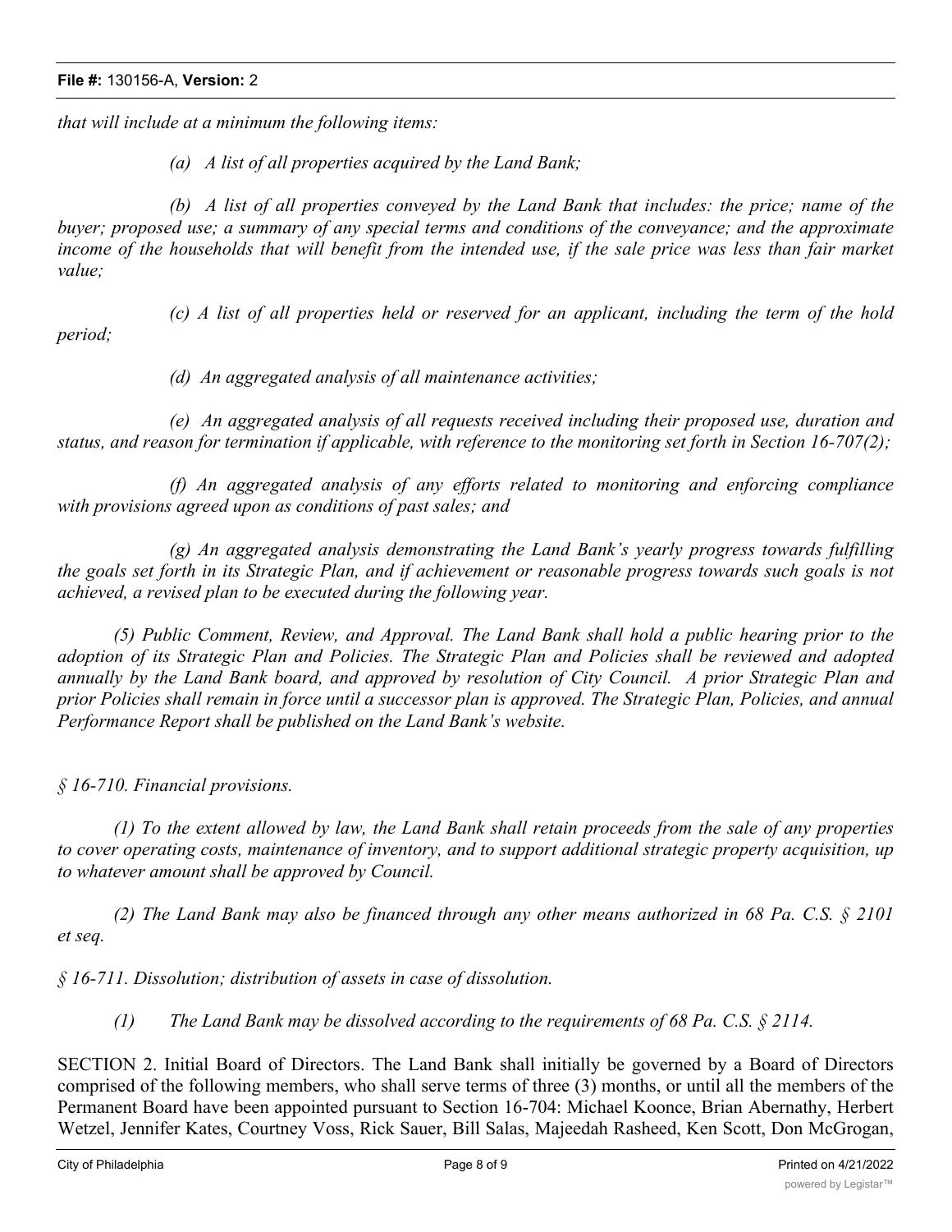*that will include at a minimum the following items:*

*(a) A list of all properties acquired by the Land Bank;*

*(b) A list of all properties conveyed by the Land Bank that includes: the price; name of the buyer; proposed use; a summary of any special terms and conditions of the conveyance; and the approximate income of the households that will benefit from the intended use, if the sale price was less than fair market value;*

*(c) A list of all properties held or reserved for an applicant, including the term of the hold period;*

*(d) An aggregated analysis of all maintenance activities;*

*(e) An aggregated analysis of all requests received including their proposed use, duration and status, and reason for termination if applicable, with reference to the monitoring set forth in Section 16-707(2);*

*(f) An aggregated analysis of any efforts related to monitoring and enforcing compliance with provisions agreed upon as conditions of past sales; and*

*(g) An aggregated analysis demonstrating the Land Bank's yearly progress towards fulfilling the goals set forth in its Strategic Plan, and if achievement or reasonable progress towards such goals is not achieved, a revised plan to be executed during the following year.*

*(5) Public Comment, Review, and Approval. The Land Bank shall hold a public hearing prior to the adoption of its Strategic Plan and Policies. The Strategic Plan and Policies shall be reviewed and adopted annually by the Land Bank board, and approved by resolution of City Council. A prior Strategic Plan and prior Policies shall remain in force until a successor plan is approved. The Strategic Plan, Policies, and annual Performance Report shall be published on the Land Bank's website.*

*§ 16-710. Financial provisions.*

*(1) To the extent allowed by law, the Land Bank shall retain proceeds from the sale of any properties to cover operating costs, maintenance of inventory, and to support additional strategic property acquisition, up to whatever amount shall be approved by Council.*

*(2) The Land Bank may also be financed through any other means authorized in 68 Pa. C.S. § 2101 et seq.*

*§ 16-711. Dissolution; distribution of assets in case of dissolution.*

*(1) The Land Bank may be dissolved according to the requirements of 68 Pa. C.S. § 2114.*

SECTION 2. Initial Board of Directors. The Land Bank shall initially be governed by a Board of Directors comprised of the following members, who shall serve terms of three (3) months, or until all the members of the Permanent Board have been appointed pursuant to Section 16-704: Michael Koonce, Brian Abernathy, Herbert Wetzel, Jennifer Kates, Courtney Voss, Rick Sauer, Bill Salas, Majeedah Rasheed, Ken Scott, Don McGrogan,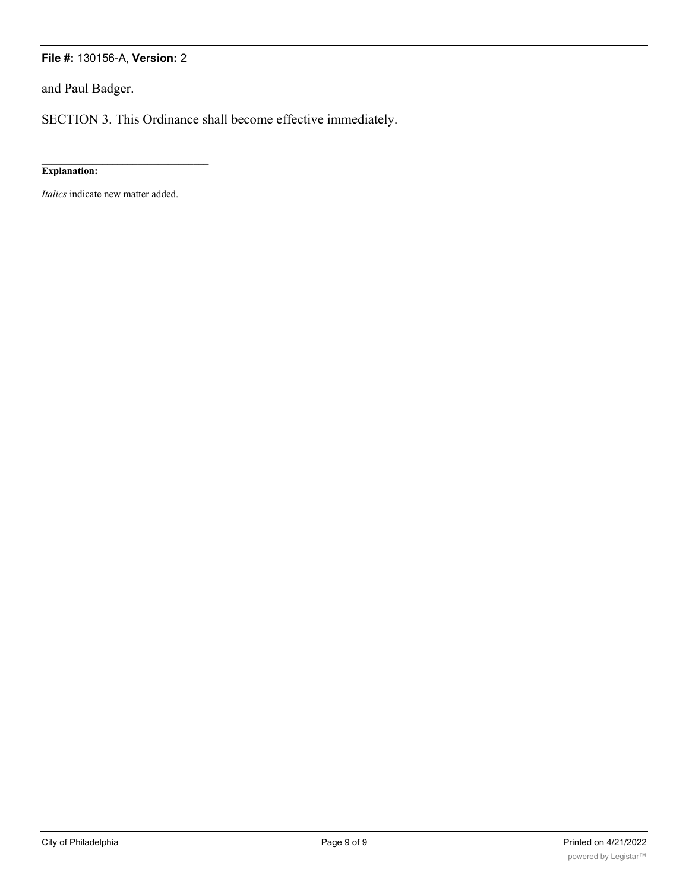and Paul Badger.

SECTION 3. This Ordinance shall become effective immediately.

**Explanation:**

*Italics* indicate new matter added.